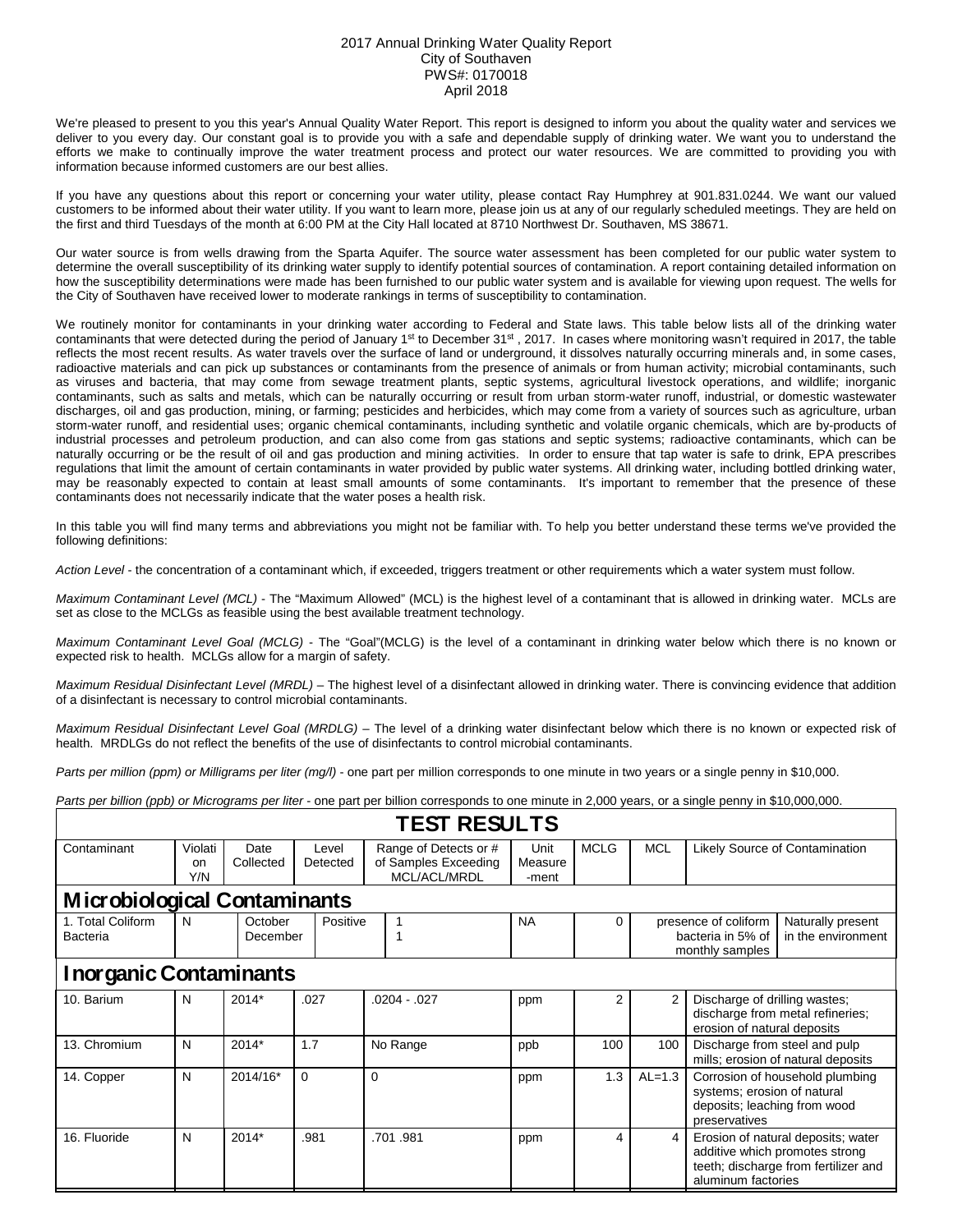2017 Annual Drinking Water Quality Report
City of Southaven
PWS#: 0170018
April 2018

We're pleased to present to you this year's Annual Quality Water Report. This report is designed to inform you about the quality water and services we deliver to you every day. Our constant goal is to provide you with a safe and dependable supply of drinking water. We want you to understand the efforts we make to continually improve the water treatment process and protect our water resources. We are committed to providing you with information because informed customers are our best allies.

If you have any questions about this report or concerning your water utility, please contact Ray Humphrey at 901.831.0244. We want our valued customers to be informed about their water utility. If you want to learn more, please join us at any of our regularly scheduled meetings. They are held on the first and third Tuesdays of the month at 6:00 PM at the City Hall located at 8710 Northwest Dr. Southaven, MS 38671.

Our water source is from wells drawing from the Sparta Aquifer. The source water assessment has been completed for our public water system to determine the overall susceptibility of its drinking water supply to identify potential sources of contamination. A report containing detailed information on how the susceptibility determinations were made has been furnished to our public water system and is available for viewing upon request. The wells for the City of Southaven have received lower to moderate rankings in terms of susceptibility to contamination.

We routinely monitor for contaminants in your drinking water according to Federal and State laws. This table below lists all of the drinking water contaminants that were detected during the period of January 1st to December 31st , 2017. In cases where monitoring wasn't required in 2017, the table reflects the most recent results. As water travels over the surface of land or underground, it dissolves naturally occurring minerals and, in some cases, radioactive materials and can pick up substances or contaminants from the presence of animals or from human activity; microbial contaminants, such as viruses and bacteria, that may come from sewage treatment plants, septic systems, agricultural livestock operations, and wildlife; inorganic contaminants, such as salts and metals, which can be naturally occurring or result from urban storm-water runoff, industrial, or domestic wastewater discharges, oil and gas production, mining, or farming; pesticides and herbicides, which may come from a variety of sources such as agriculture, urban storm-water runoff, and residential uses; organic chemical contaminants, including synthetic and volatile organic chemicals, which are by-products of industrial processes and petroleum production, and can also come from gas stations and septic systems; radioactive contaminants, which can be naturally occurring or be the result of oil and gas production and mining activities. In order to ensure that tap water is safe to drink, EPA prescribes regulations that limit the amount of certain contaminants in water provided by public water systems. All drinking water, including bottled drinking water, may be reasonably expected to contain at least small amounts of some contaminants. It's important to remember that the presence of these contaminants does not necessarily indicate that the water poses a health risk.

In this table you will find many terms and abbreviations you might not be familiar with. To help you better understand these terms we've provided the following definitions:

*Action Level* - the concentration of a contaminant which, if exceeded, triggers treatment or other requirements which a water system must follow.

*Maximum Contaminant Level (MCL)* - The "Maximum Allowed" (MCL) is the highest level of a contaminant that is allowed in drinking water. MCLs are set as close to the MCLGs as feasible using the best available treatment technology.

*Maximum Contaminant Level Goal (MCLG)* - The "Goal"(MCLG) is the level of a contaminant in drinking water below which there is no known or expected risk to health. MCLGs allow for a margin of safety.

*Maximum Residual Disinfectant Level (MRDL)* – The highest level of a disinfectant allowed in drinking water. There is convincing evidence that addition of a disinfectant is necessary to control microbial contaminants.

*Maximum Residual Disinfectant Level Goal (MRDLG)* – The level of a drinking water disinfectant below which there is no known or expected risk of health. MRDLGs do not reflect the benefits of the use of disinfectants to control microbial contaminants.

*Parts per million (ppm) or Milligrams per liter (mg/l)* - one part per million corresponds to one minute in two years or a single penny in $10,000.

*Parts per billion (ppb) or Micrograms per liter* - one part per billion corresponds to one minute in 2,000 years, or a single penny in $10,000,000.

## TEST RESULTS

| Contaminant | Violation Y/N | Date Collected | Level Detected | Range of Detects or # of Samples Exceeding MCL/ACL/MRDL | Unit Measurement | MCLG | MCL | Likely Source of Contamination |
|---|---|---|---|---|---|---|---|---|
| **Microbiological Contaminants** | | | | | | | | |
| 1. Total Coliform Bacteria | N | October December | Positive | 1 1 | NA | 0 | presence of coliform bacteria in 5% of monthly samples | Naturally present in the environment |
| **Inorganic Contaminants** | | | | | | | | |
| 10. Barium | N | 2014* | .027 | .0204 - .027 | ppm | 2 | 2 | Discharge of drilling wastes; discharge from metal refineries; erosion of natural deposits |
| 13. Chromium | N | 2014* | 1.7 | No Range | ppb | 100 | 100 | Discharge from steel and pulp mills; erosion of natural deposits |
| 14. Copper | N | 2014/16* | 0 | 0 | ppm | 1.3 | AL=1.3 | Corrosion of household plumbing systems; erosion of natural deposits; leaching from wood preservatives |
| 16. Fluoride | N | 2014* | .981 | .701 .981 | ppm | 4 | 4 | Erosion of natural deposits; water additive which promotes strong teeth; discharge from fertilizer and aluminum factories |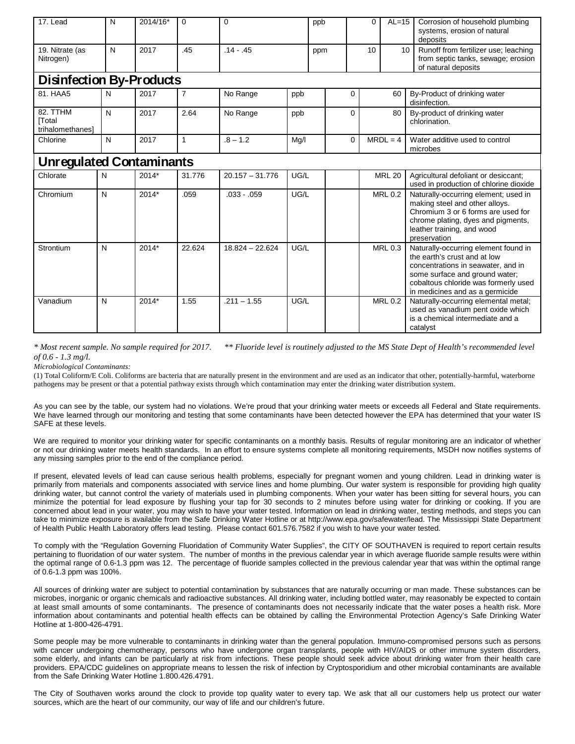| | | | | | | | | |
|---|---|---|---|---|---|---|---|---|
| 17. Lead | N | 2014/16* | 0 | 0 | ppb | 0 | AL=15 | Corrosion of household plumbing systems, erosion of natural deposits |
| 19. Nitrate (as Nitrogen) | N | 2017 | .45 | .14 - .45 | ppm | 10 | 10 | Runoff from fertilizer use; leaching from septic tanks, sewage; erosion of natural deposits |
| **Disinfection By-Products** | | | | | | | | |
| 81. HAA5 | N | 2017 | 7 | No Range | ppb | 0 | 60 | By-Product of drinking water disinfection. |
| 82. TTHM [Total trihalomethanes] | N | 2017 | 2.64 | No Range | ppb | 0 | 80 | By-product of drinking water chlorination. |
| Chlorine | N | 2017 | 1 | .8 – 1.2 | Mg/l | 0 | MRDL = 4 | Water additive used to control microbes |
| **Unregulated Contaminants** | | | | | | | | |
| Chlorate | N | 2014* | 31.776 | 20.157 – 31.776 | UG/L | | MRL 20 | Agricultural defoliant or desiccant; used in production of chlorine dioxide |
| Chromium | N | 2014* | .059 | .033 - .059 | UG/L | | MRL 0.2 | Naturally-occurring element; used in making steel and other alloys. Chromium 3 or 6 forms are used for chrome plating, dyes and pigments, leather training, and wood preservation |
| Strontium | N | 2014* | 22.624 | 18.824 – 22.624 | UG/L | | MRL 0.3 | Naturally-occurring element found in the earth's crust and at low concentrations in seawater, and in some surface and ground water; cobaltous chloride was formerly used in medicines and as a germicide |
| Vanadium | N | 2014* | 1.55 | .211 – 1.55 | UG/L | | MRL 0.2 | Naturally-occurring elemental metal; used as vanadium pent oxide which is a chemical intermediate and a catalyst |

*\* Most recent sample. No sample required for 2017.* *\*\* Fluoride level is routinely adjusted to the MS State Dept of Health's recommended level of 0.6 - 1.3 mg/l.*

*Microbiological Contaminants:*

(1) Total Coliform/E Coli. Coliforms are bacteria that are naturally present in the environment and are used as an indicator that other, potentially-harmful, waterborne pathogens may be present or that a potential pathway exists through which contamination may enter the drinking water distribution system.

As you can see by the table, our system had no violations. We're proud that your drinking water meets or exceeds all Federal and State requirements. We have learned through our monitoring and testing that some contaminants have been detected however the EPA has determined that your water IS SAFE at these levels.

We are required to monitor your drinking water for specific contaminants on a monthly basis. Results of regular monitoring are an indicator of whether or not our drinking water meets health standards. In an effort to ensure systems complete all monitoring requirements, MSDH now notifies systems of any missing samples prior to the end of the compliance period.

If present, elevated levels of lead can cause serious health problems, especially for pregnant women and young children. Lead in drinking water is primarily from materials and components associated with service lines and home plumbing. Our water system is responsible for providing high quality drinking water, but cannot control the variety of materials used in plumbing components. When your water has been sitting for several hours, you can minimize the potential for lead exposure by flushing your tap for 30 seconds to 2 minutes before using water for drinking or cooking. If you are concerned about lead in your water, you may wish to have your water tested. Information on lead in drinking water, testing methods, and steps you can take to minimize exposure is available from the Safe Drinking Water Hotline or at http://www.epa.gov/safewater/lead. The Mississippi State Department of Health Public Health Laboratory offers lead testing. Please contact 601.576.7582 if you wish to have your water tested.

To comply with the "Regulation Governing Fluoridation of Community Water Supplies", the CITY OF SOUTHAVEN is required to report certain results pertaining to fluoridation of our water system. The number of months in the previous calendar year in which average fluoride sample results were within the optimal range of 0.6-1.3 ppm was 12. The percentage of fluoride samples collected in the previous calendar year that was within the optimal range of 0.6-1.3 ppm was 100%.

All sources of drinking water are subject to potential contamination by substances that are naturally occurring or man made. These substances can be microbes, inorganic or organic chemicals and radioactive substances. All drinking water, including bottled water, may reasonably be expected to contain at least small amounts of some contaminants. The presence of contaminants does not necessarily indicate that the water poses a health risk. More information about contaminants and potential health effects can be obtained by calling the Environmental Protection Agency's Safe Drinking Water Hotline at 1-800-426-4791.

Some people may be more vulnerable to contaminants in drinking water than the general population. Immuno-compromised persons such as persons with cancer undergoing chemotherapy, persons who have undergone organ transplants, people with HIV/AIDS or other immune system disorders, some elderly, and infants can be particularly at risk from infections. These people should seek advice about drinking water from their health care providers. EPA/CDC guidelines on appropriate means to lessen the risk of infection by Cryptosporidium and other microbial contaminants are available from the Safe Drinking Water Hotline 1.800.426.4791.

The City of Southaven works around the clock to provide top quality water to every tap. We ask that all our customers help us protect our water sources, which are the heart of our community, our way of life and our children's future.